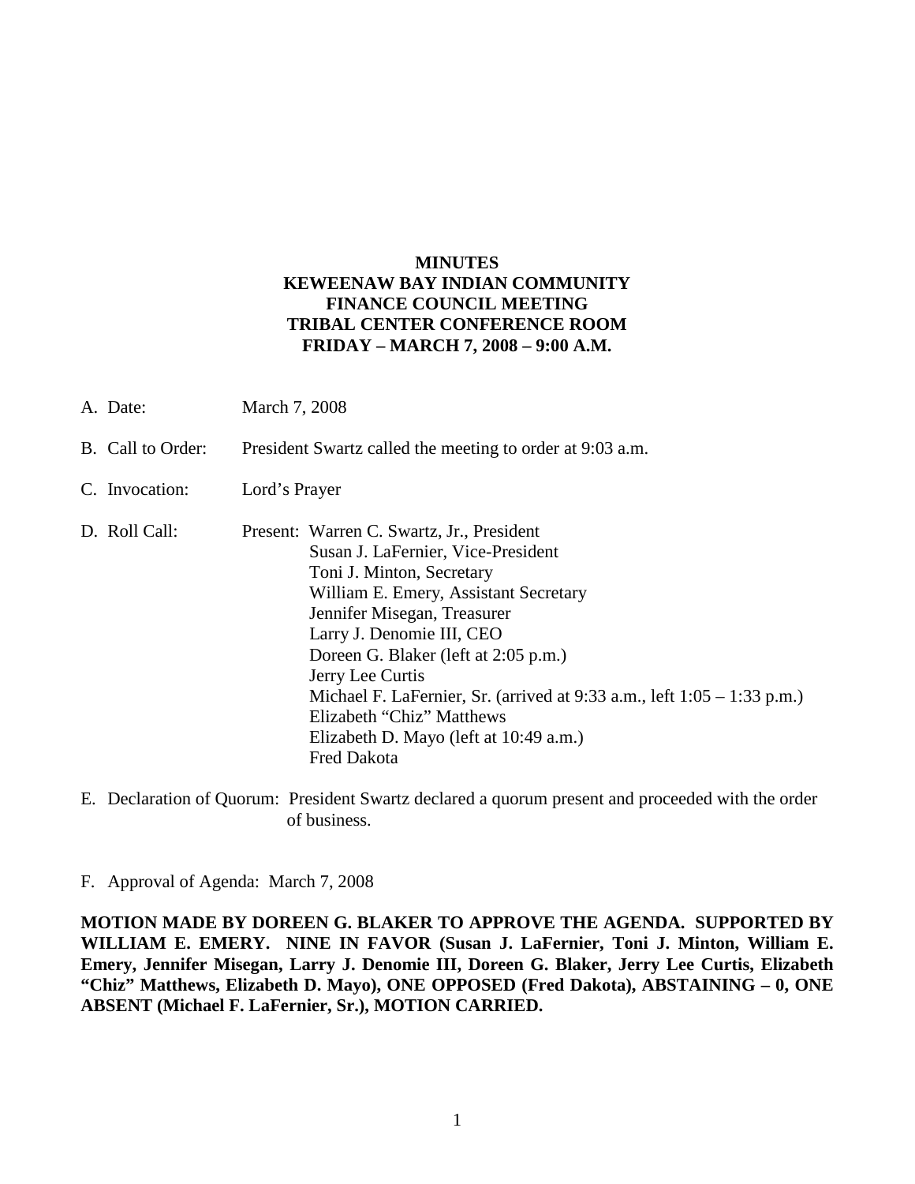# MINUTES
# KEWEENAW BAY INDIAN COMMUNITY
# FINANCE COUNCIL MEETING
# TRIBAL CENTER CONFERENCE ROOM
# FRIDAY – MARCH 7, 2008 – 9:00 A.M.

A. Date: March 7, 2008

B. Call to Order: President Swartz called the meeting to order at 9:03 a.m.

C. Invocation: Lord's Prayer

D. Roll Call: Present: Warren C. Swartz, Jr., President
Susan J. LaFernier, Vice-President
Toni J. Minton, Secretary
William E. Emery, Assistant Secretary
Jennifer Misegan, Treasurer
Larry J. Denomie III, CEO
Doreen G. Blaker (left at 2:05 p.m.)
Jerry Lee Curtis
Michael F. LaFernier, Sr. (arrived at 9:33 a.m., left 1:05 – 1:33 p.m.)
Elizabeth "Chiz" Matthews
Elizabeth D. Mayo (left at 10:49 a.m.)
Fred Dakota

E. Declaration of Quorum: President Swartz declared a quorum present and proceeded with the order of business.

F. Approval of Agenda: March 7, 2008

**MOTION MADE BY DOREEN G. BLAKER TO APPROVE THE AGENDA. SUPPORTED BY WILLIAM E. EMERY. NINE IN FAVOR (Susan J. LaFernier, Toni J. Minton, William E. Emery, Jennifer Misegan, Larry J. Denomie III, Doreen G. Blaker, Jerry Lee Curtis, Elizabeth "Chiz" Matthews, Elizabeth D. Mayo), ONE OPPOSED (Fred Dakota), ABSTAINING – 0, ONE ABSENT (Michael F. LaFernier, Sr.), MOTION CARRIED.**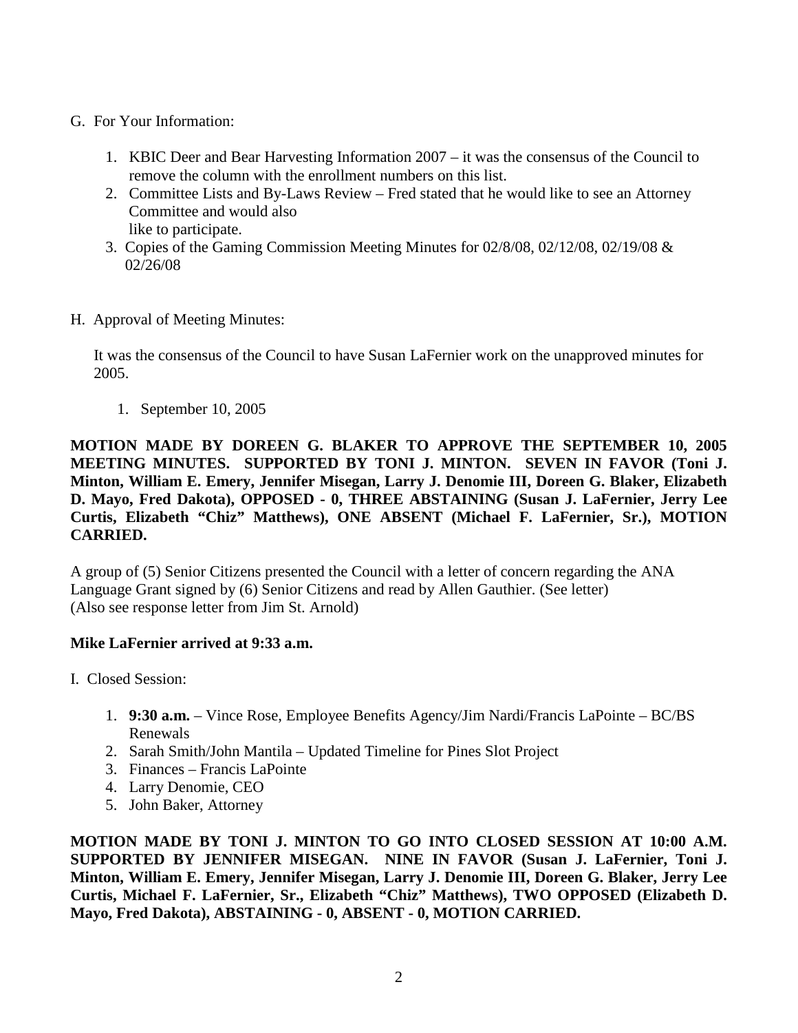G. For Your Information:

1. KBIC Deer and Bear Harvesting Information 2007 – it was the consensus of the Council to remove the column with the enrollment numbers on this list.
2. Committee Lists and By-Laws Review – Fred stated that he would like to see an Attorney Committee and would also like to participate.
3. Copies of the Gaming Commission Meeting Minutes for 02/8/08, 02/12/08, 02/19/08 & 02/26/08

H. Approval of Meeting Minutes:

It was the consensus of the Council to have Susan LaFernier work on the unapproved minutes for 2005.

1. September 10, 2005

**MOTION MADE BY DOREEN G. BLAKER TO APPROVE THE SEPTEMBER 10, 2005 MEETING MINUTES. SUPPORTED BY TONI J. MINTON. SEVEN IN FAVOR (Toni J. Minton, William E. Emery, Jennifer Misegan, Larry J. Denomie III, Doreen G. Blaker, Elizabeth D. Mayo, Fred Dakota), OPPOSED - 0, THREE ABSTAINING (Susan J. LaFernier, Jerry Lee Curtis, Elizabeth "Chiz" Matthews), ONE ABSENT (Michael F. LaFernier, Sr.), MOTION CARRIED.**

A group of (5) Senior Citizens presented the Council with a letter of concern regarding the ANA Language Grant signed by (6) Senior Citizens and read by Allen Gauthier. (See letter) (Also see response letter from Jim St. Arnold)

**Mike LaFernier arrived at 9:33 a.m.**

I. Closed Session:

1. **9:30 a.m.** – Vince Rose, Employee Benefits Agency/Jim Nardi/Francis LaPointe – BC/BS Renewals
2. Sarah Smith/John Mantila – Updated Timeline for Pines Slot Project
3. Finances – Francis LaPointe
4. Larry Denomie, CEO
5. John Baker, Attorney

**MOTION MADE BY TONI J. MINTON TO GO INTO CLOSED SESSION AT 10:00 A.M. SUPPORTED BY JENNIFER MISEGAN. NINE IN FAVOR (Susan J. LaFernier, Toni J. Minton, William E. Emery, Jennifer Misegan, Larry J. Denomie III, Doreen G. Blaker, Jerry Lee Curtis, Michael F. LaFernier, Sr., Elizabeth "Chiz" Matthews), TWO OPPOSED (Elizabeth D. Mayo, Fred Dakota), ABSTAINING - 0, ABSENT - 0, MOTION CARRIED.**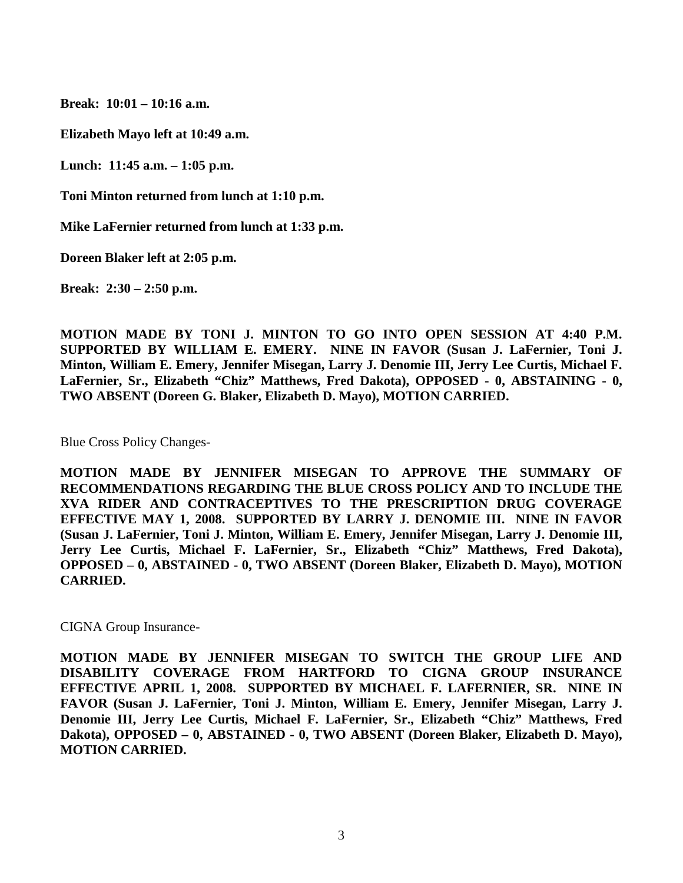**Break: 10:01 – 10:16 a.m.**

**Elizabeth Mayo left at 10:49 a.m.**

**Lunch: 11:45 a.m. – 1:05 p.m.**

**Toni Minton returned from lunch at 1:10 p.m.**

**Mike LaFernier returned from lunch at 1:33 p.m.**

**Doreen Blaker left at 2:05 p.m.**

**Break: 2:30 – 2:50 p.m.**

**MOTION MADE BY TONI J. MINTON TO GO INTO OPEN SESSION AT 4:40 P.M. SUPPORTED BY WILLIAM E. EMERY. NINE IN FAVOR (Susan J. LaFernier, Toni J. Minton, William E. Emery, Jennifer Misegan, Larry J. Denomie III, Jerry Lee Curtis, Michael F. LaFernier, Sr., Elizabeth "Chiz" Matthews, Fred Dakota), OPPOSED - 0, ABSTAINING - 0, TWO ABSENT (Doreen G. Blaker, Elizabeth D. Mayo), MOTION CARRIED.**

Blue Cross Policy Changes-

**MOTION MADE BY JENNIFER MISEGAN TO APPROVE THE SUMMARY OF RECOMMENDATIONS REGARDING THE BLUE CROSS POLICY AND TO INCLUDE THE XVA RIDER AND CONTRACEPTIVES TO THE PRESCRIPTION DRUG COVERAGE EFFECTIVE MAY 1, 2008. SUPPORTED BY LARRY J. DENOMIE III. NINE IN FAVOR (Susan J. LaFernier, Toni J. Minton, William E. Emery, Jennifer Misegan, Larry J. Denomie III, Jerry Lee Curtis, Michael F. LaFernier, Sr., Elizabeth "Chiz" Matthews, Fred Dakota), OPPOSED – 0, ABSTAINED - 0, TWO ABSENT (Doreen Blaker, Elizabeth D. Mayo), MOTION CARRIED.**

CIGNA Group Insurance-

**MOTION MADE BY JENNIFER MISEGAN TO SWITCH THE GROUP LIFE AND DISABILITY COVERAGE FROM HARTFORD TO CIGNA GROUP INSURANCE EFFECTIVE APRIL 1, 2008. SUPPORTED BY MICHAEL F. LAFERNIER, SR. NINE IN FAVOR (Susan J. LaFernier, Toni J. Minton, William E. Emery, Jennifer Misegan, Larry J. Denomie III, Jerry Lee Curtis, Michael F. LaFernier, Sr., Elizabeth "Chiz" Matthews, Fred Dakota), OPPOSED – 0, ABSTAINED - 0, TWO ABSENT (Doreen Blaker, Elizabeth D. Mayo), MOTION CARRIED.**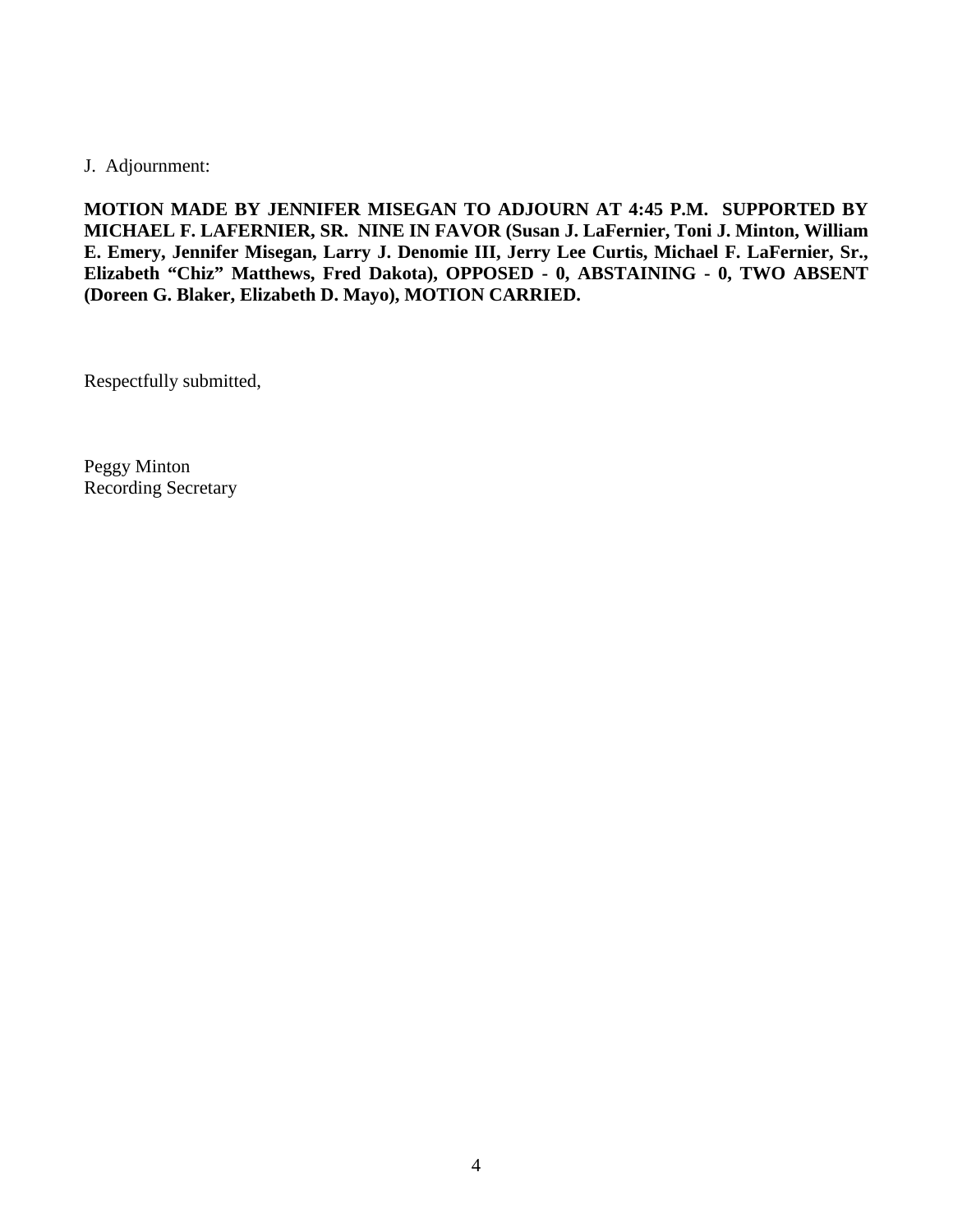J. Adjournment:

**MOTION MADE BY JENNIFER MISEGAN TO ADJOURN AT 4:45 P.M. SUPPORTED BY MICHAEL F. LAFERNIER, SR. NINE IN FAVOR (Susan J. LaFernier, Toni J. Minton, William E. Emery, Jennifer Misegan, Larry J. Denomie III, Jerry Lee Curtis, Michael F. LaFernier, Sr., Elizabeth "Chiz" Matthews, Fred Dakota), OPPOSED - 0, ABSTAINING - 0, TWO ABSENT (Doreen G. Blaker, Elizabeth D. Mayo), MOTION CARRIED.**

Respectfully submitted,

Peggy Minton
Recording Secretary